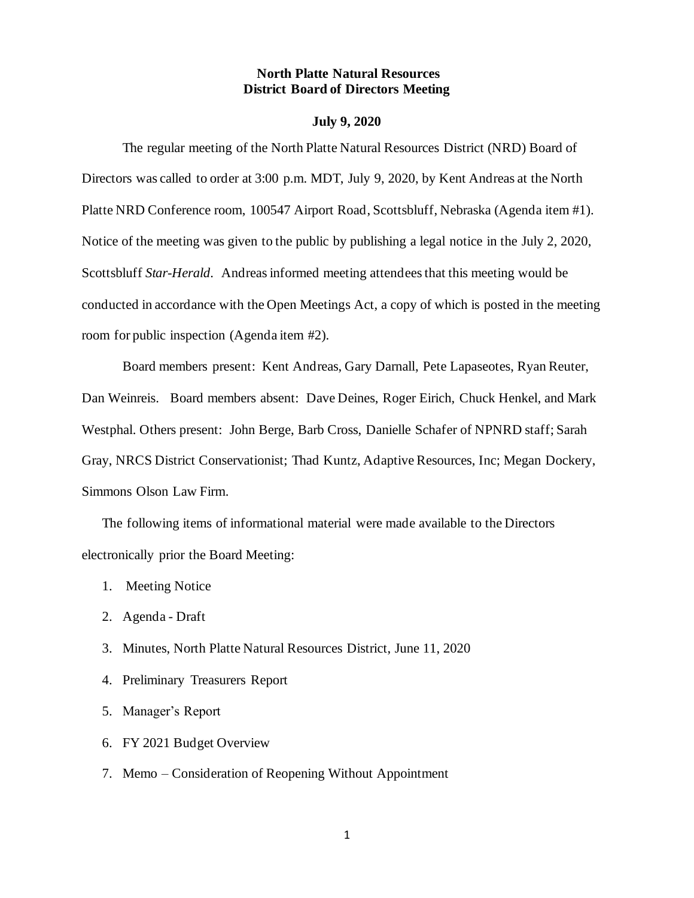**North Platte Natural Resources**
**District Board of Directors Meeting**

**July 9, 2020**

The regular meeting of the North Platte Natural Resources District (NRD) Board of Directors was called to order at 3:00 p.m. MDT, July 9, 2020, by Kent Andreas at the North Platte NRD Conference room, 100547 Airport Road, Scottsbluff, Nebraska (Agenda item #1). Notice of the meeting was given to the public by publishing a legal notice in the July 2, 2020, Scottsbluff *Star-Herald*. Andreas informed meeting attendees that this meeting would be conducted in accordance with the Open Meetings Act, a copy of which is posted in the meeting room for public inspection (Agenda item #2).

Board members present: Kent Andreas, Gary Darnall, Pete Lapaseotes, Ryan Reuter, Dan Weinreis. Board members absent: Dave Deines, Roger Eirich, Chuck Henkel, and Mark Westphal. Others present: John Berge, Barb Cross, Danielle Schafer of NPNRD staff; Sarah Gray, NRCS District Conservationist; Thad Kuntz, Adaptive Resources, Inc; Megan Dockery, Simmons Olson Law Firm.

The following items of informational material were made available to the Directors electronically prior the Board Meeting:

1. Meeting Notice
2. Agenda - Draft
3. Minutes, North Platte Natural Resources District, June 11, 2020
4. Preliminary Treasurers Report
5. Manager's Report
6. FY 2021 Budget Overview
7. Memo – Consideration of Reopening Without Appointment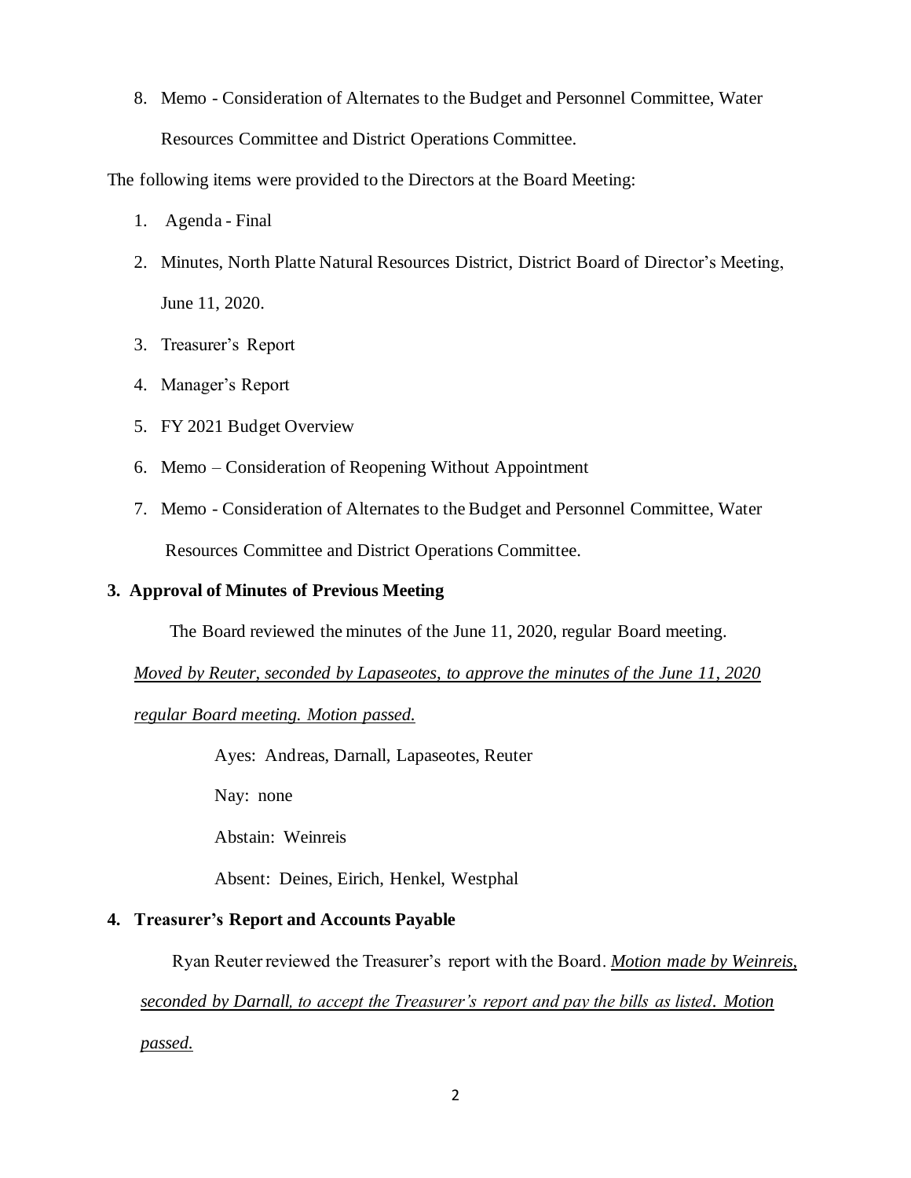8. Memo - Consideration of Alternates to the Budget and Personnel Committee, Water Resources Committee and District Operations Committee.

The following items were provided to the Directors at the Board Meeting:

1. Agenda - Final
2. Minutes, North Platte Natural Resources District, District Board of Director's Meeting, June 11, 2020.
3. Treasurer's Report
4. Manager's Report
5. FY 2021 Budget Overview
6. Memo – Consideration of Reopening Without Appointment
7. Memo - Consideration of Alternates to the Budget and Personnel Committee, Water Resources Committee and District Operations Committee.

**3. Approval of Minutes of Previous Meeting**

The Board reviewed the minutes of the June 11, 2020, regular Board meeting.

*Moved by Reuter, seconded by Lapaseotes, to approve the minutes of the June 11, 2020 regular Board meeting. Motion passed.*

Ayes: Andreas, Darnall, Lapaseotes, Reuter

Nay: none

Abstain: Weinreis

Absent: Deines, Eirich, Henkel, Westphal

**4. Treasurer's Report and Accounts Payable**

Ryan Reuter reviewed the Treasurer's report with the Board. *Motion made by Weinreis, seconded by Darnall, to accept the Treasurer's report and pay the bills as listed. Motion passed.*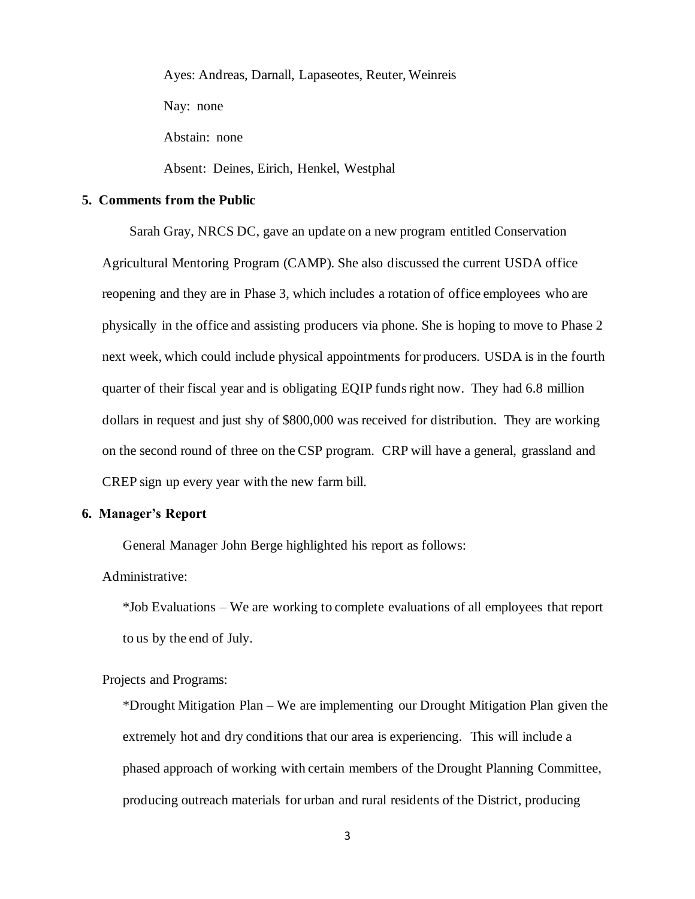Ayes: Andreas, Darnall, Lapaseotes, Reuter, Weinreis

Nay: none

Abstain: none

Absent: Deines, Eirich, Henkel, Westphal

**5. Comments from the Public**

Sarah Gray, NRCS DC, gave an update on a new program entitled Conservation Agricultural Mentoring Program (CAMP). She also discussed the current USDA office reopening and they are in Phase 3, which includes a rotation of office employees who are physically in the office and assisting producers via phone. She is hoping to move to Phase 2 next week, which could include physical appointments for producers. USDA is in the fourth quarter of their fiscal year and is obligating EQIP funds right now. They had 6.8 million dollars in request and just shy of $800,000 was received for distribution. They are working on the second round of three on the CSP program. CRP will have a general, grassland and CREP sign up every year with the new farm bill.

**6. Manager's Report**

General Manager John Berge highlighted his report as follows:

Administrative:

*Job Evaluations – We are working to complete evaluations of all employees that report to us by the end of July.

Projects and Programs:

*Drought Mitigation Plan – We are implementing our Drought Mitigation Plan given the extremely hot and dry conditions that our area is experiencing. This will include a phased approach of working with certain members of the Drought Planning Committee, producing outreach materials for urban and rural residents of the District, producing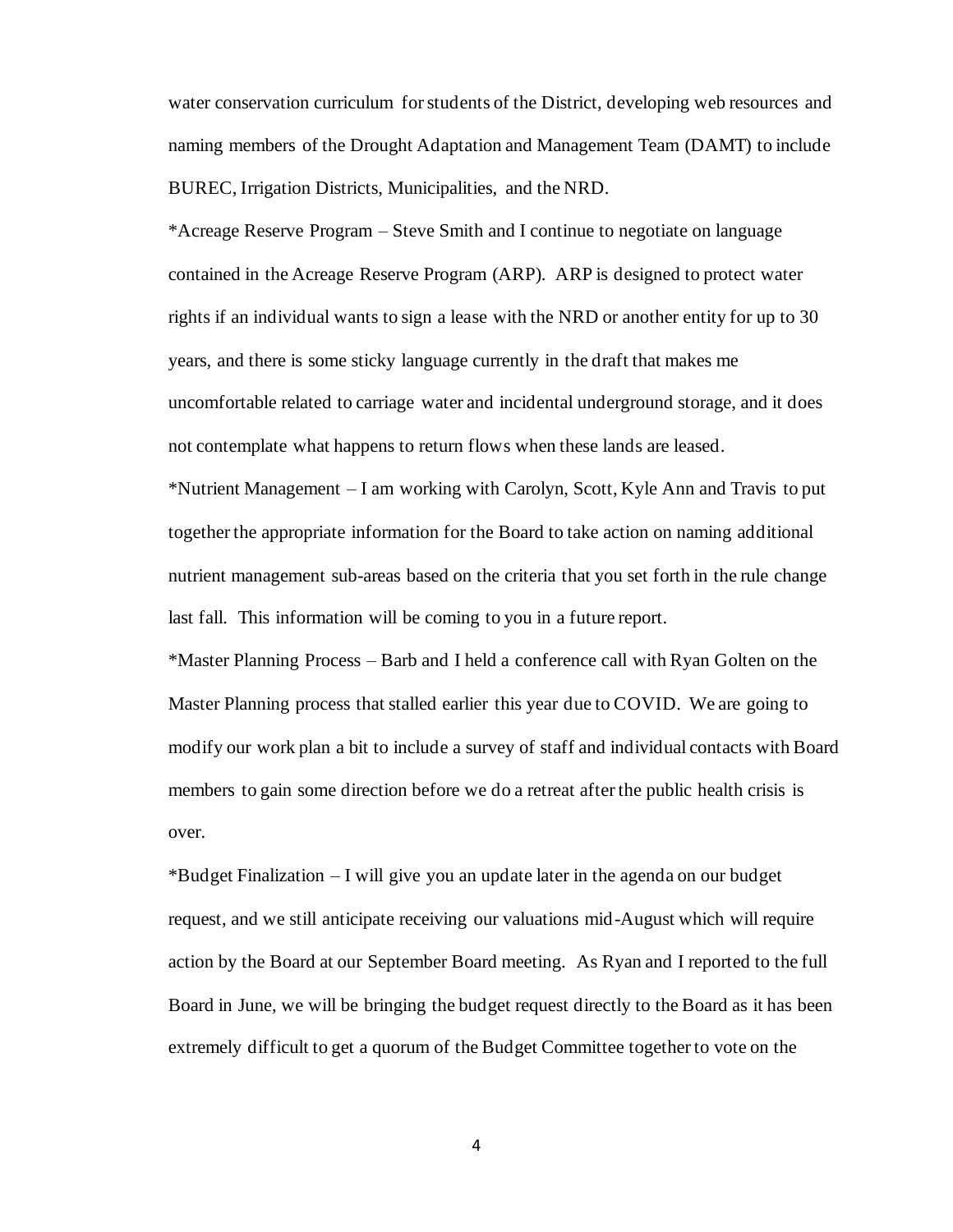water conservation curriculum for students of the District, developing web resources and naming members of the Drought Adaptation and Management Team (DAMT) to include BUREC, Irrigation Districts, Municipalities, and the NRD.

*Acreage Reserve Program – Steve Smith and I continue to negotiate on language contained in the Acreage Reserve Program (ARP). ARP is designed to protect water rights if an individual wants to sign a lease with the NRD or another entity for up to 30 years, and there is some sticky language currently in the draft that makes me uncomfortable related to carriage water and incidental underground storage, and it does not contemplate what happens to return flows when these lands are leased.

*Nutrient Management – I am working with Carolyn, Scott, Kyle Ann and Travis to put together the appropriate information for the Board to take action on naming additional nutrient management sub-areas based on the criteria that you set forth in the rule change last fall. This information will be coming to you in a future report.

*Master Planning Process – Barb and I held a conference call with Ryan Golten on the Master Planning process that stalled earlier this year due to COVID. We are going to modify our work plan a bit to include a survey of staff and individual contacts with Board members to gain some direction before we do a retreat after the public health crisis is over.

*Budget Finalization – I will give you an update later in the agenda on our budget request, and we still anticipate receiving our valuations mid-August which will require action by the Board at our September Board meeting. As Ryan and I reported to the full Board in June, we will be bringing the budget request directly to the Board as it has been extremely difficult to get a quorum of the Budget Committee together to vote on the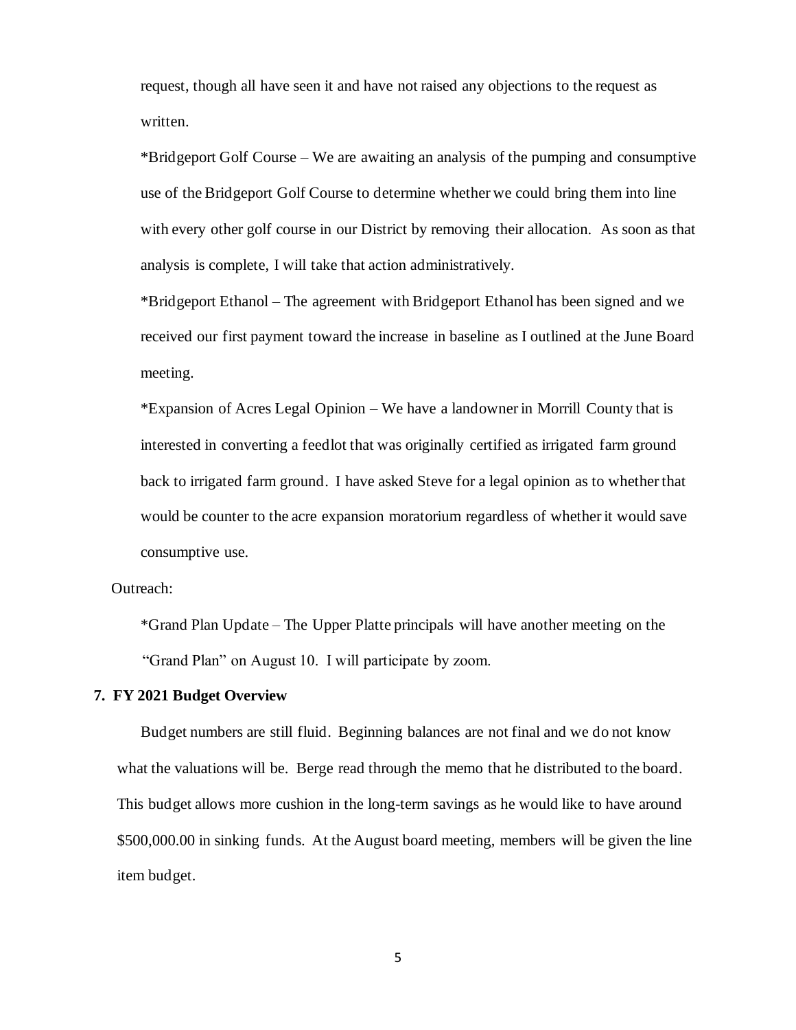request, though all have seen it and have not raised any objections to the request as written.

*Bridgeport Golf Course – We are awaiting an analysis of the pumping and consumptive use of the Bridgeport Golf Course to determine whether we could bring them into line with every other golf course in our District by removing their allocation. As soon as that analysis is complete, I will take that action administratively.

*Bridgeport Ethanol – The agreement with Bridgeport Ethanol has been signed and we received our first payment toward the increase in baseline as I outlined at the June Board meeting.

*Expansion of Acres Legal Opinion – We have a landowner in Morrill County that is interested in converting a feedlot that was originally certified as irrigated farm ground back to irrigated farm ground. I have asked Steve for a legal opinion as to whether that would be counter to the acre expansion moratorium regardless of whether it would save consumptive use.

Outreach:

*Grand Plan Update – The Upper Platte principals will have another meeting on the "Grand Plan" on August 10. I will participate by zoom.

**7. FY 2021 Budget Overview**

Budget numbers are still fluid. Beginning balances are not final and we do not know what the valuations will be. Berge read through the memo that he distributed to the board. This budget allows more cushion in the long-term savings as he would like to have around $500,000.00 in sinking funds. At the August board meeting, members will be given the line item budget.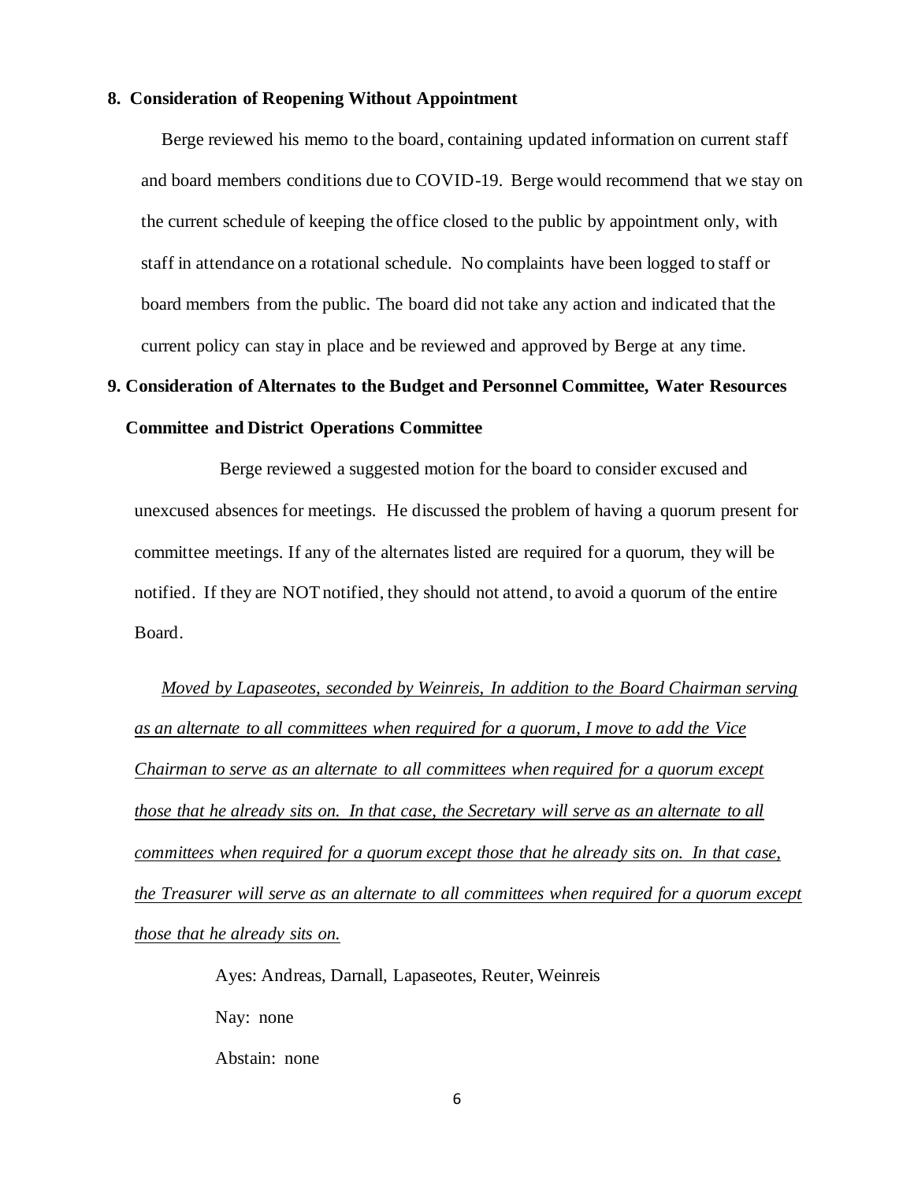**8. Consideration of Reopening Without Appointment**

Berge reviewed his memo to the board, containing updated information on current staff and board members conditions due to COVID-19. Berge would recommend that we stay on the current schedule of keeping the office closed to the public by appointment only, with staff in attendance on a rotational schedule. No complaints have been logged to staff or board members from the public. The board did not take any action and indicated that the current policy can stay in place and be reviewed and approved by Berge at any time.

**9. Consideration of Alternates to the Budget and Personnel Committee, Water Resources Committee and District Operations Committee**

Berge reviewed a suggested motion for the board to consider excused and unexcused absences for meetings. He discussed the problem of having a quorum present for committee meetings. If any of the alternates listed are required for a quorum, they will be notified. If they are NOT notified, they should not attend, to avoid a quorum of the entire Board.

*Moved by Lapaseotes, seconded by Weinreis, In addition to the Board Chairman serving as an alternate to all committees when required for a quorum, I move to add the Vice Chairman to serve as an alternate to all committees when required for a quorum except those that he already sits on. In that case, the Secretary will serve as an alternate to all committees when required for a quorum except those that he already sits on. In that case, the Treasurer will serve as an alternate to all committees when required for a quorum except those that he already sits on.*

Ayes: Andreas, Darnall, Lapaseotes, Reuter, Weinreis

Nay: none

Abstain: none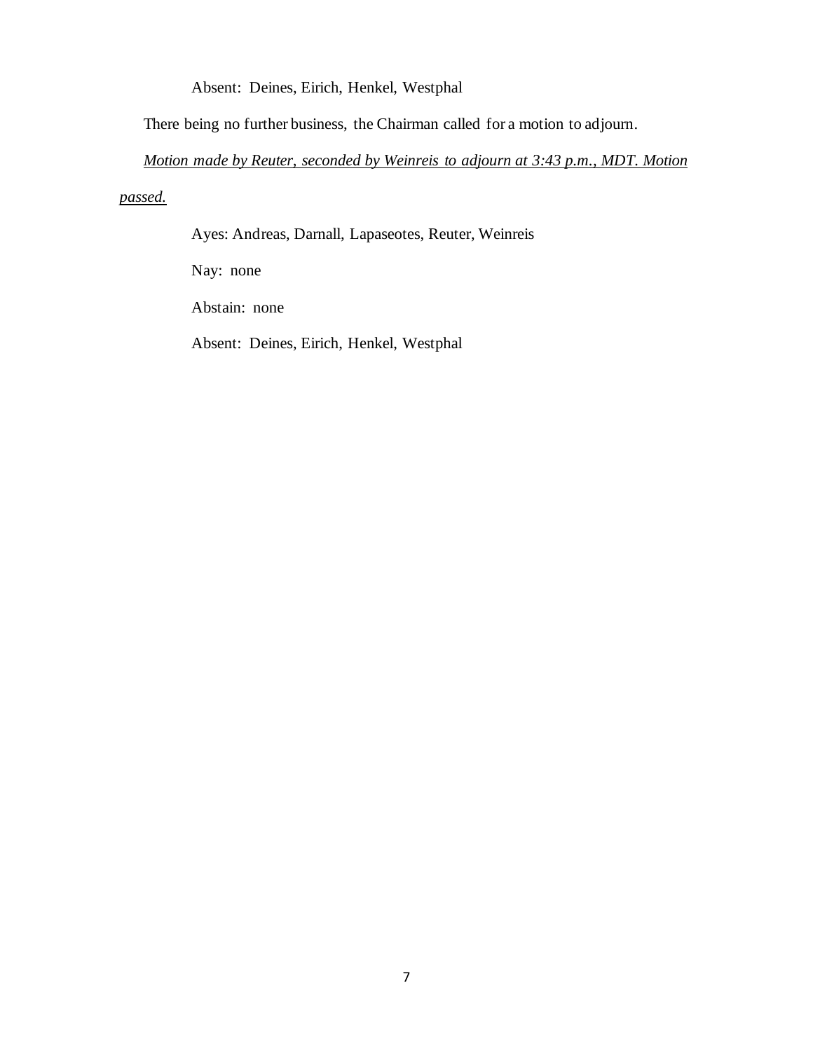Absent: Deines, Eirich, Henkel, Westphal

There being no further business, the Chairman called for a motion to adjourn.

*Motion made by Reuter, seconded by Weinreis to adjourn at 3:43 p.m., MDT. Motion passed.*

Ayes: Andreas, Darnall, Lapaseotes, Reuter, Weinreis

Nay: none

Abstain: none

Absent: Deines, Eirich, Henkel, Westphal